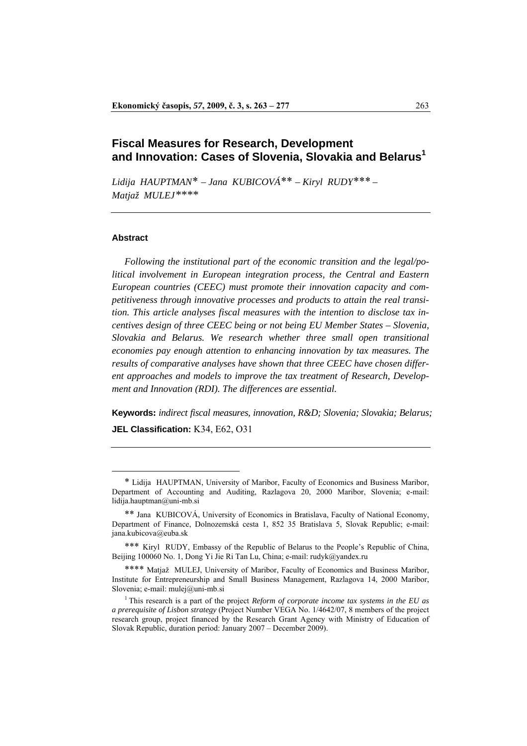# Fiscal Measures for Research, Development and Innovation: Cases of Slovenia, Slovakia and Belarus[1]

*Lidija HAUPTMAN\* – Jana KUBICOVÁ\*\* – Kiryl RUDY\*\*\* – Matjaž MULEJ\*\*\*\**

## Abstract

*Following the institutional part of the economic transition and the legal/political involvement in European integration process, the Central and Eastern European countries (CEEC) must promote their innovation capacity and competitiveness through innovative processes and products to attain the real transition. This article analyses fiscal measures with the intention to disclose tax incentives design of three CEEC being or not being EU Member States – Slovenia, Slovakia and Belarus. We research whether three small open transitional economies pay enough attention to enhancing innovation by tax measures. The results of comparative analyses have shown that three CEEC have chosen different approaches and models to improve the tax treatment of Research, Development and Innovation (RDI). The differences are essential.*

**Keywords:** *indirect fiscal measures, innovation, R&D; Slovenia; Slovakia; Belarus;*

**JEL Classification:** K34, E62, O31

---

\* Lidija HAUPTMAN, University of Maribor, Faculty of Economics and Business Maribor, Department of Accounting and Auditing, Razlagova 20, 2000 Maribor, Slovenia; e-mail: lidija.hauptman@uni-mb.si

\*\* Jana KUBICOVÁ, University of Economics in Bratislava, Faculty of National Economy, Department of Finance, Dolnozemská cesta 1, 852 35 Bratislava 5, Slovak Republic; e-mail: jana.kubicova@euba.sk

\*\*\* Kiryl RUDY, Embassy of the Republic of Belarus to the People's Republic of China, Beijing 100060 No. 1, Dong Yi Jie Ri Tan Lu, China; e-mail: rudyk@yandex.ru

\*\*\*\* Matjaž MULEJ, University of Maribor, Faculty of Economics and Business Maribor, Institute for Entrepreneurship and Small Business Management, Razlagova 14, 2000 Maribor, Slovenia; e-mail: mulej@uni-mb.si

[1] This research is a part of the project *Reform of corporate income tax systems in the EU as a prerequisite of Lisbon strategy* (Project Number VEGA No. 1/4642/07, 8 members of the project research group, project financed by the Research Grant Agency with Ministry of Education of Slovak Republic, duration period: January 2007 – December 2009).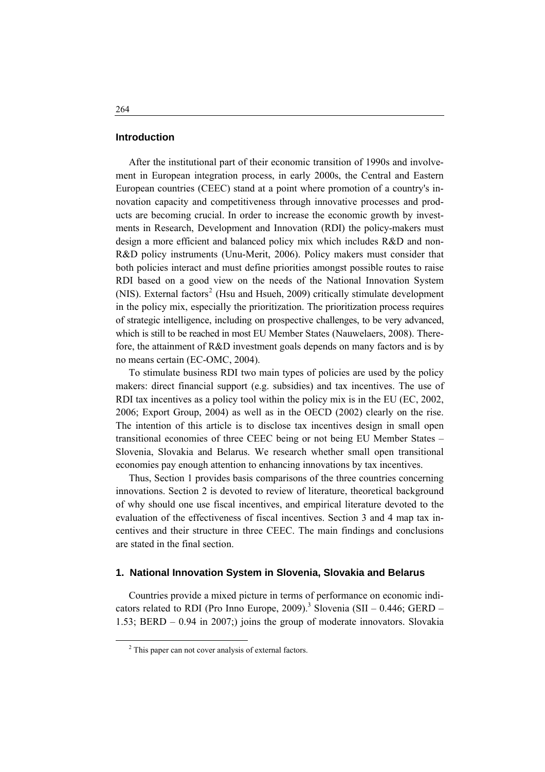## Introduction

After the institutional part of their economic transition of 1990s and involvement in European integration process, in early 2000s, the Central and Eastern European countries (CEEC) stand at a point where promotion of a country's innovation capacity and competitiveness through innovative processes and products are becoming crucial. In order to increase the economic growth by investments in Research, Development and Innovation (RDI) the policy-makers must design a more efficient and balanced policy mix which includes R&D and non-R&D policy instruments (Unu-Merit, 2006). Policy makers must consider that both policies interact and must define priorities amongst possible routes to raise RDI based on a good view on the needs of the National Innovation System (NIS). External factors[2] (Hsu and Hsueh, 2009) critically stimulate development in the policy mix, especially the prioritization. The prioritization process requires of strategic intelligence, including on prospective challenges, to be very advanced, which is still to be reached in most EU Member States (Nauwelaers, 2008). Therefore, the attainment of R&D investment goals depends on many factors and is by no means certain (EC-OMC, 2004).

To stimulate business RDI two main types of policies are used by the policy makers: direct financial support (e.g. subsidies) and tax incentives. The use of RDI tax incentives as a policy tool within the policy mix is in the EU (EC, 2002, 2006; Export Group, 2004) as well as in the OECD (2002) clearly on the rise. The intention of this article is to disclose tax incentives design in small open transitional economies of three CEEC being or not being EU Member States – Slovenia, Slovakia and Belarus. We research whether small open transitional economies pay enough attention to enhancing innovations by tax incentives.

Thus, Section 1 provides basis comparisons of the three countries concerning innovations. Section 2 is devoted to review of literature, theoretical background of why should one use fiscal incentives, and empirical literature devoted to the evaluation of the effectiveness of fiscal incentives. Section 3 and 4 map tax incentives and their structure in three CEEC. The main findings and conclusions are stated in the final section.

## 1. National Innovation System in Slovenia, Slovakia and Belarus

Countries provide a mixed picture in terms of performance on economic indicators related to RDI (Pro Inno Europe, 2009).[3] Slovenia (SII – 0.446; GERD – 1.53; BERD – 0.94 in 2007;) joins the group of moderate innovators. Slovakia

[2] This paper can not cover analysis of external factors.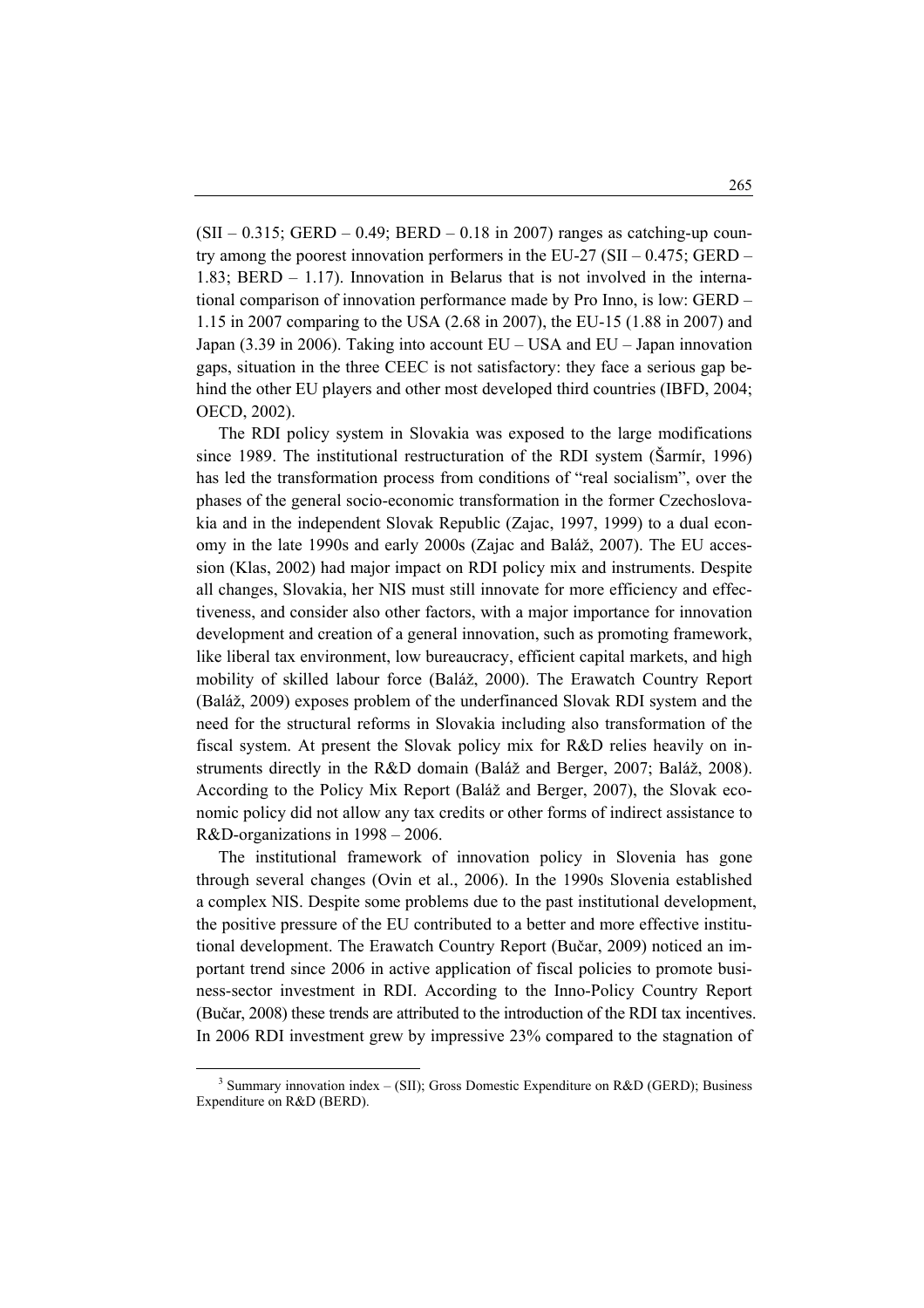(SII – 0.315; GERD – 0.49; BERD – 0.18 in 2007) ranges as catching-up country among the poorest innovation performers in the EU-27 (SII – 0.475; GERD – 1.83; BERD – 1.17). Innovation in Belarus that is not involved in the international comparison of innovation performance made by Pro Inno, is low: GERD – 1.15 in 2007 comparing to the USA (2.68 in 2007), the EU-15 (1.88 in 2007) and Japan (3.39 in 2006). Taking into account EU – USA and EU – Japan innovation gaps, situation in the three CEEC is not satisfactory: they face a serious gap behind the other EU players and other most developed third countries (IBFD, 2004; OECD, 2002).

The RDI policy system in Slovakia was exposed to the large modifications since 1989. The institutional restructuration of the RDI system (Šarmír, 1996) has led the transformation process from conditions of "real socialism", over the phases of the general socio-economic transformation in the former Czechoslovakia and in the independent Slovak Republic (Zajac, 1997, 1999) to a dual economy in the late 1990s and early 2000s (Zajac and Baláž, 2007). The EU accession (Klas, 2002) had major impact on RDI policy mix and instruments. Despite all changes, Slovakia, her NIS must still innovate for more efficiency and effectiveness, and consider also other factors, with a major importance for innovation development and creation of a general innovation, such as promoting framework, like liberal tax environment, low bureaucracy, efficient capital markets, and high mobility of skilled labour force (Baláž, 2000). The Erawatch Country Report (Baláž, 2009) exposes problem of the underfinanced Slovak RDI system and the need for the structural reforms in Slovakia including also transformation of the fiscal system. At present the Slovak policy mix for R&D relies heavily on instruments directly in the R&D domain (Baláž and Berger, 2007; Baláž, 2008). According to the Policy Mix Report (Baláž and Berger, 2007), the Slovak economic policy did not allow any tax credits or other forms of indirect assistance to R&D-organizations in 1998 – 2006.

The institutional framework of innovation policy in Slovenia has gone through several changes (Ovin et al., 2006). In the 1990s Slovenia established a complex NIS. Despite some problems due to the past institutional development, the positive pressure of the EU contributed to a better and more effective institutional development. The Erawatch Country Report (Bučar, 2009) noticed an important trend since 2006 in active application of fiscal policies to promote business-sector investment in RDI. According to the Inno-Policy Country Report (Bučar, 2008) these trends are attributed to the introduction of the RDI tax incentives. In 2006 RDI investment grew by impressive 23% compared to the stagnation of

---

[3] Summary innovation index – (SII); Gross Domestic Expenditure on R&D (GERD); Business Expenditure on R&D (BERD).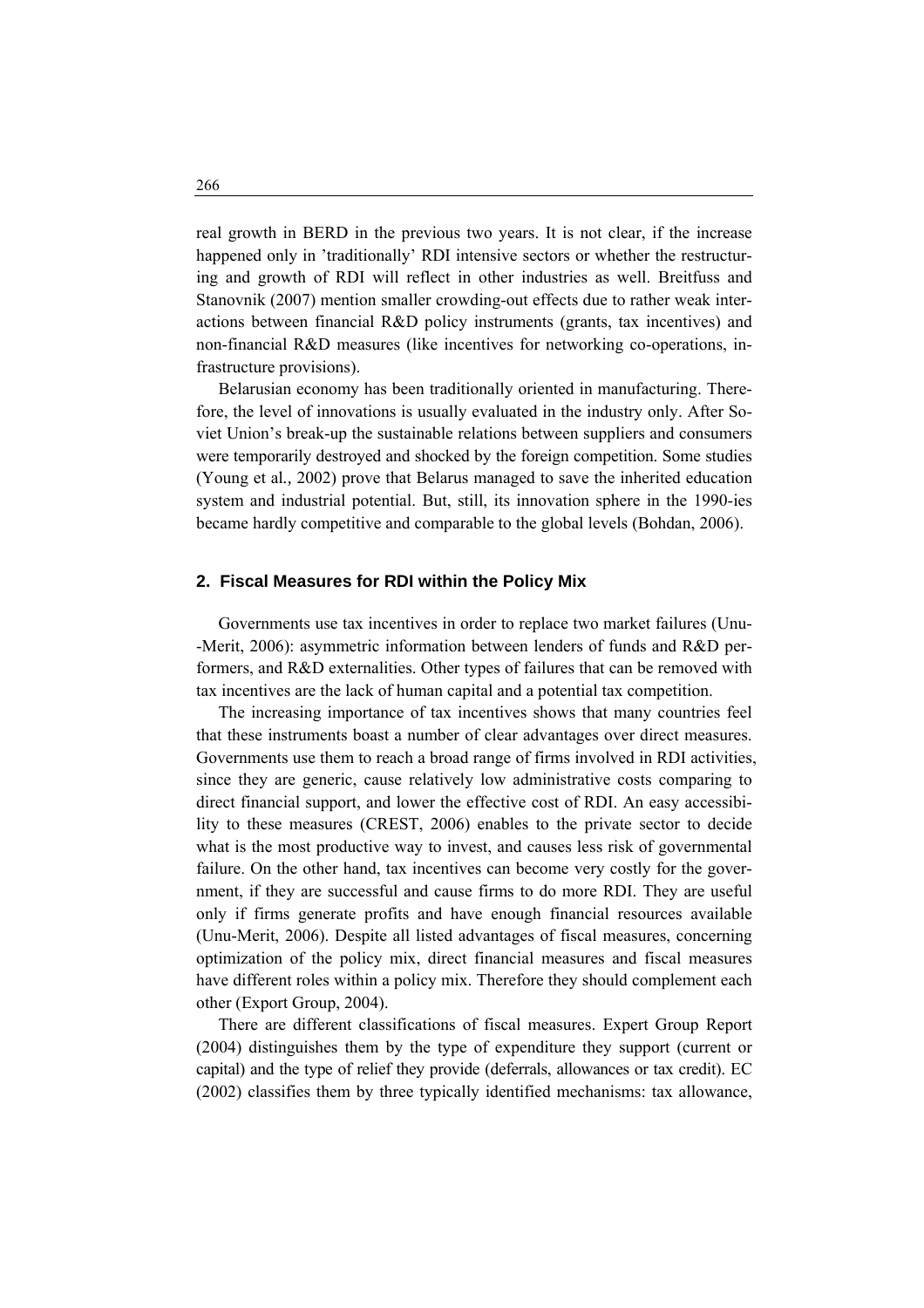real growth in BERD in the previous two years. It is not clear, if the increase happened only in 'traditionally' RDI intensive sectors or whether the restructuring and growth of RDI will reflect in other industries as well. Breitfuss and Stanovnik (2007) mention smaller crowding-out effects due to rather weak interactions between financial R&D policy instruments (grants, tax incentives) and non-financial R&D measures (like incentives for networking co-operations, infrastructure provisions).

Belarusian economy has been traditionally oriented in manufacturing. Therefore, the level of innovations is usually evaluated in the industry only. After Soviet Union's break-up the sustainable relations between suppliers and consumers were temporarily destroyed and shocked by the foreign competition. Some studies (Young et al*.,* 2002) prove that Belarus managed to save the inherited education system and industrial potential. But, still, its innovation sphere in the 1990-ies became hardly competitive and comparable to the global levels (Bohdan, 2006).

## 2. Fiscal Measures for RDI within the Policy Mix

Governments use tax incentives in order to replace two market failures (Unu--Merit, 2006): asymmetric information between lenders of funds and R&D performers, and R&D externalities. Other types of failures that can be removed with tax incentives are the lack of human capital and a potential tax competition.

The increasing importance of tax incentives shows that many countries feel that these instruments boast a number of clear advantages over direct measures. Governments use them to reach a broad range of firms involved in RDI activities, since they are generic, cause relatively low administrative costs comparing to direct financial support, and lower the effective cost of RDI. An easy accessibility to these measures (CREST, 2006) enables to the private sector to decide what is the most productive way to invest, and causes less risk of governmental failure. On the other hand, tax incentives can become very costly for the government, if they are successful and cause firms to do more RDI. They are useful only if firms generate profits and have enough financial resources available (Unu-Merit, 2006). Despite all listed advantages of fiscal measures, concerning optimization of the policy mix, direct financial measures and fiscal measures have different roles within a policy mix. Therefore they should complement each other (Export Group, 2004).

There are different classifications of fiscal measures. Expert Group Report (2004) distinguishes them by the type of expenditure they support (current or capital) and the type of relief they provide (deferrals, allowances or tax credit). EC (2002) classifies them by three typically identified mechanisms: tax allowance,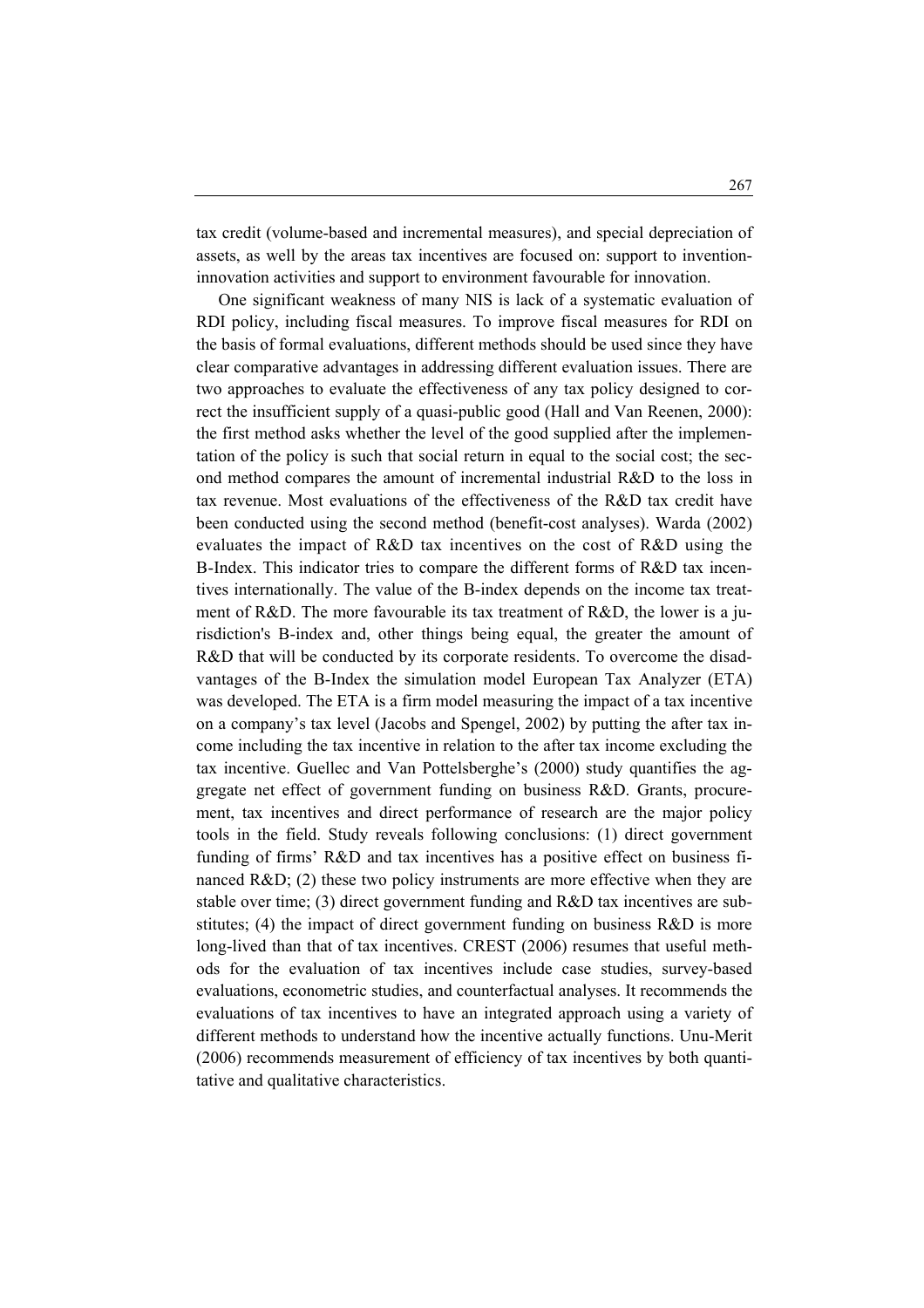tax credit (volume-based and incremental measures), and special depreciation of assets, as well by the areas tax incentives are focused on: support to invention-innovation activities and support to environment favourable for innovation.

One significant weakness of many NIS is lack of a systematic evaluation of RDI policy, including fiscal measures. To improve fiscal measures for RDI on the basis of formal evaluations, different methods should be used since they have clear comparative advantages in addressing different evaluation issues. There are two approaches to evaluate the effectiveness of any tax policy designed to correct the insufficient supply of a quasi-public good (Hall and Van Reenen, 2000): the first method asks whether the level of the good supplied after the implementation of the policy is such that social return in equal to the social cost; the second method compares the amount of incremental industrial R&D to the loss in tax revenue. Most evaluations of the effectiveness of the R&D tax credit have been conducted using the second method (benefit-cost analyses). Warda (2002) evaluates the impact of R&D tax incentives on the cost of R&D using the B-Index. This indicator tries to compare the different forms of R&D tax incentives internationally. The value of the B-index depends on the income tax treatment of R&D. The more favourable its tax treatment of R&D, the lower is a jurisdiction's B-index and, other things being equal, the greater the amount of R&D that will be conducted by its corporate residents. To overcome the disadvantages of the B-Index the simulation model European Tax Analyzer (ETA) was developed. The ETA is a firm model measuring the impact of a tax incentive on a company's tax level (Jacobs and Spengel, 2002) by putting the after tax income including the tax incentive in relation to the after tax income excluding the tax incentive. Guellec and Van Pottelsberghe's (2000) study quantifies the aggregate net effect of government funding on business R&D. Grants, procurement, tax incentives and direct performance of research are the major policy tools in the field. Study reveals following conclusions: (1) direct government funding of firms' R&D and tax incentives has a positive effect on business financed R&D; (2) these two policy instruments are more effective when they are stable over time; (3) direct government funding and R&D tax incentives are substitutes; (4) the impact of direct government funding on business R&D is more long-lived than that of tax incentives. CREST (2006) resumes that useful methods for the evaluation of tax incentives include case studies, survey-based evaluations, econometric studies, and counterfactual analyses. It recommends the evaluations of tax incentives to have an integrated approach using a variety of different methods to understand how the incentive actually functions. Unu-Merit (2006) recommends measurement of efficiency of tax incentives by both quantitative and qualitative characteristics.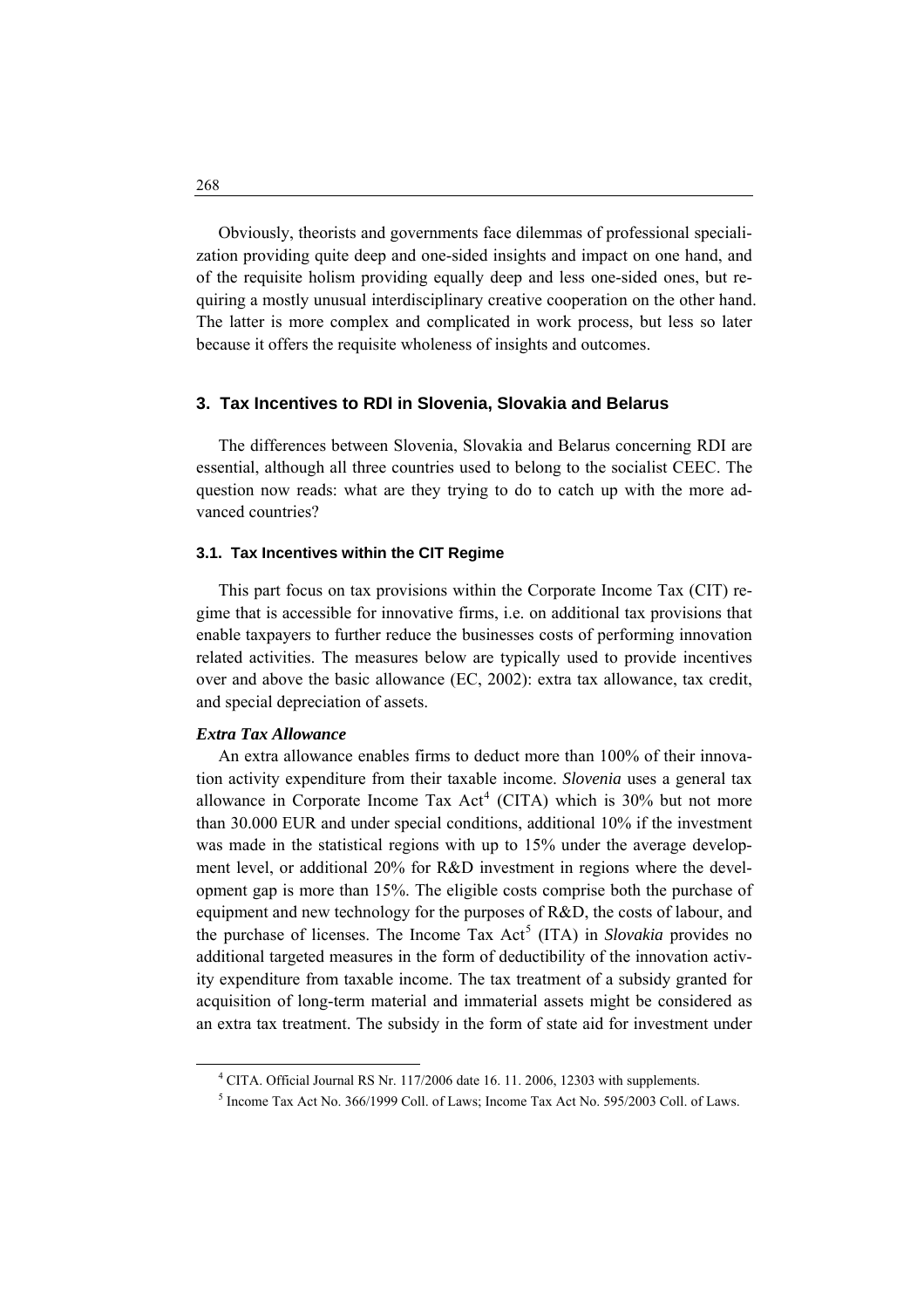Obviously, theorists and governments face dilemmas of professional specialization providing quite deep and one-sided insights and impact on one hand, and of the requisite holism providing equally deep and less one-sided ones, but requiring a mostly unusual interdisciplinary creative cooperation on the other hand. The latter is more complex and complicated in work process, but less so later because it offers the requisite wholeness of insights and outcomes.

## 3. Tax Incentives to RDI in Slovenia, Slovakia and Belarus

The differences between Slovenia, Slovakia and Belarus concerning RDI are essential, although all three countries used to belong to the socialist CEEC. The question now reads: what are they trying to do to catch up with the more advanced countries?

### 3.1. Tax Incentives within the CIT Regime

This part focus on tax provisions within the Corporate Income Tax (CIT) regime that is accessible for innovative firms, i.e. on additional tax provisions that enable taxpayers to further reduce the businesses costs of performing innovation related activities. The measures below are typically used to provide incentives over and above the basic allowance (EC, 2002): extra tax allowance, tax credit, and special depreciation of assets.

***Extra Tax Allowance***

An extra allowance enables firms to deduct more than 100% of their innovation activity expenditure from their taxable income. *Slovenia* uses a general tax allowance in Corporate Income Tax Act[4] (CITA) which is 30% but not more than 30.000 EUR and under special conditions, additional 10% if the investment was made in the statistical regions with up to 15% under the average development level, or additional 20% for R&D investment in regions where the development gap is more than 15%. The eligible costs comprise both the purchase of equipment and new technology for the purposes of R&D, the costs of labour, and the purchase of licenses. The Income Tax Act[5] (ITA) in *Slovakia* provides no additional targeted measures in the form of deductibility of the innovation activity expenditure from taxable income. The tax treatment of a subsidy granted for acquisition of long-term material and immaterial assets might be considered as an extra tax treatment. The subsidy in the form of state aid for investment under

---

[4] CITA. Official Journal RS Nr. 117/2006 date 16. 11. 2006, 12303 with supplements.

[5] Income Tax Act No. 366/1999 Coll. of Laws; Income Tax Act No. 595/2003 Coll. of Laws.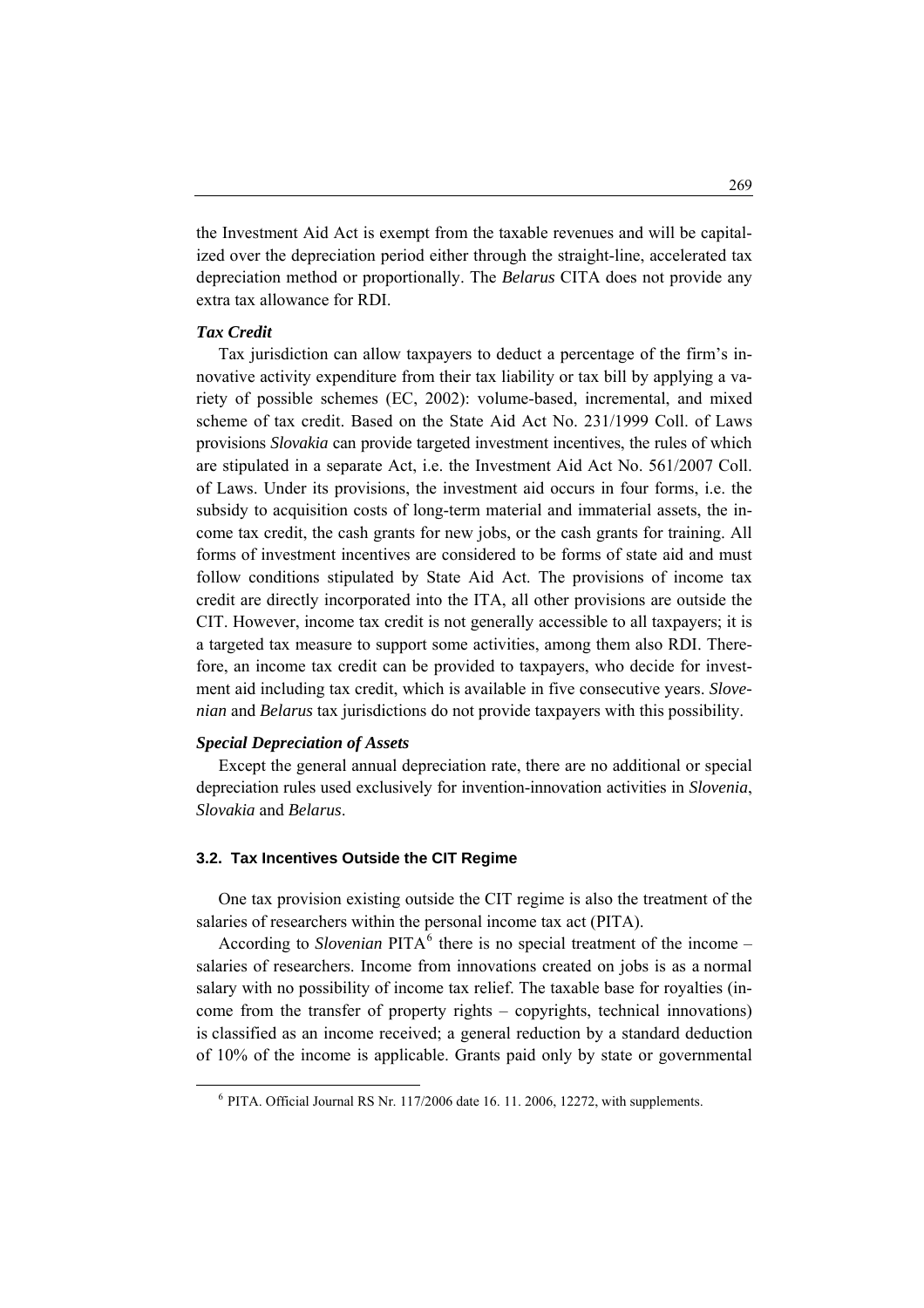the Investment Aid Act is exempt from the taxable revenues and will be capitalized over the depreciation period either through the straight-line, accelerated tax depreciation method or proportionally. The *Belarus* CITA does not provide any extra tax allowance for RDI.

### *Tax Credit*

Tax jurisdiction can allow taxpayers to deduct a percentage of the firm's innovative activity expenditure from their tax liability or tax bill by applying a variety of possible schemes (EC, 2002): volume-based, incremental, and mixed scheme of tax credit. Based on the State Aid Act No. 231/1999 Coll. of Laws provisions *Slovakia* can provide targeted investment incentives, the rules of which are stipulated in a separate Act, i.e. the Investment Aid Act No. 561/2007 Coll. of Laws. Under its provisions, the investment aid occurs in four forms, i.e. the subsidy to acquisition costs of long-term material and immaterial assets, the income tax credit, the cash grants for new jobs, or the cash grants for training. All forms of investment incentives are considered to be forms of state aid and must follow conditions stipulated by State Aid Act. The provisions of income tax credit are directly incorporated into the ITA, all other provisions are outside the CIT. However, income tax credit is not generally accessible to all taxpayers; it is a targeted tax measure to support some activities, among them also RDI. Therefore, an income tax credit can be provided to taxpayers, who decide for investment aid including tax credit, which is available in five consecutive years. *Slovenian* and *Belarus* tax jurisdictions do not provide taxpayers with this possibility.

### *Special Depreciation of Assets*

Except the general annual depreciation rate, there are no additional or special depreciation rules used exclusively for invention-innovation activities in *Slovenia*, *Slovakia* and *Belarus*.

## 3.2. Tax Incentives Outside the CIT Regime

One tax provision existing outside the CIT regime is also the treatment of the salaries of researchers within the personal income tax act (PITA).

According to *Slovenian* PITA[6] there is no special treatment of the income – salaries of researchers. Income from innovations created on jobs is as a normal salary with no possibility of income tax relief. The taxable base for royalties (income from the transfer of property rights – copyrights, technical innovations) is classified as an income received; a general reduction by a standard deduction of 10% of the income is applicable. Grants paid only by state or governmental

[6] PITA. Official Journal RS Nr. 117/2006 date 16. 11. 2006, 12272, with supplements.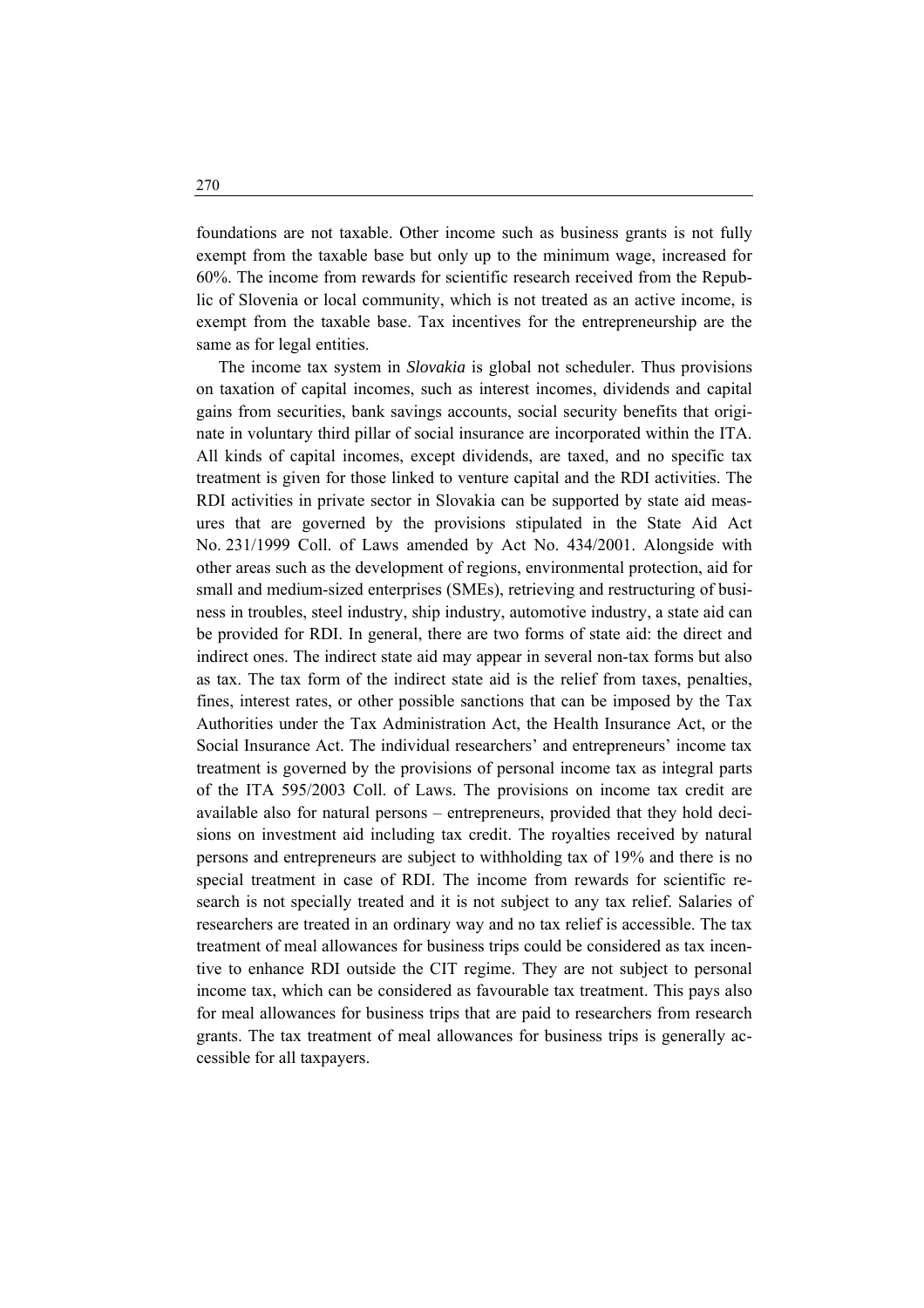foundations are not taxable. Other income such as business grants is not fully exempt from the taxable base but only up to the minimum wage, increased for 60%. The income from rewards for scientific research received from the Republic of Slovenia or local community, which is not treated as an active income, is exempt from the taxable base. Tax incentives for the entrepreneurship are the same as for legal entities.

The income tax system in *Slovakia* is global not scheduler. Thus provisions on taxation of capital incomes, such as interest incomes, dividends and capital gains from securities, bank savings accounts, social security benefits that originate in voluntary third pillar of social insurance are incorporated within the ITA. All kinds of capital incomes, except dividends, are taxed, and no specific tax treatment is given for those linked to venture capital and the RDI activities. The RDI activities in private sector in Slovakia can be supported by state aid measures that are governed by the provisions stipulated in the State Aid Act No. 231/1999 Coll. of Laws amended by Act No. 434/2001. Alongside with other areas such as the development of regions, environmental protection, aid for small and medium-sized enterprises (SMEs), retrieving and restructuring of business in troubles, steel industry, ship industry, automotive industry, a state aid can be provided for RDI. In general, there are two forms of state aid: the direct and indirect ones. The indirect state aid may appear in several non-tax forms but also as tax. The tax form of the indirect state aid is the relief from taxes, penalties, fines, interest rates, or other possible sanctions that can be imposed by the Tax Authorities under the Tax Administration Act, the Health Insurance Act, or the Social Insurance Act. The individual researchers' and entrepreneurs' income tax treatment is governed by the provisions of personal income tax as integral parts of the ITA 595/2003 Coll. of Laws. The provisions on income tax credit are available also for natural persons – entrepreneurs, provided that they hold decisions on investment aid including tax credit. The royalties received by natural persons and entrepreneurs are subject to withholding tax of 19% and there is no special treatment in case of RDI. The income from rewards for scientific research is not specially treated and it is not subject to any tax relief. Salaries of researchers are treated in an ordinary way and no tax relief is accessible. The tax treatment of meal allowances for business trips could be considered as tax incentive to enhance RDI outside the CIT regime. They are not subject to personal income tax, which can be considered as favourable tax treatment. This pays also for meal allowances for business trips that are paid to researchers from research grants. The tax treatment of meal allowances for business trips is generally accessible for all taxpayers.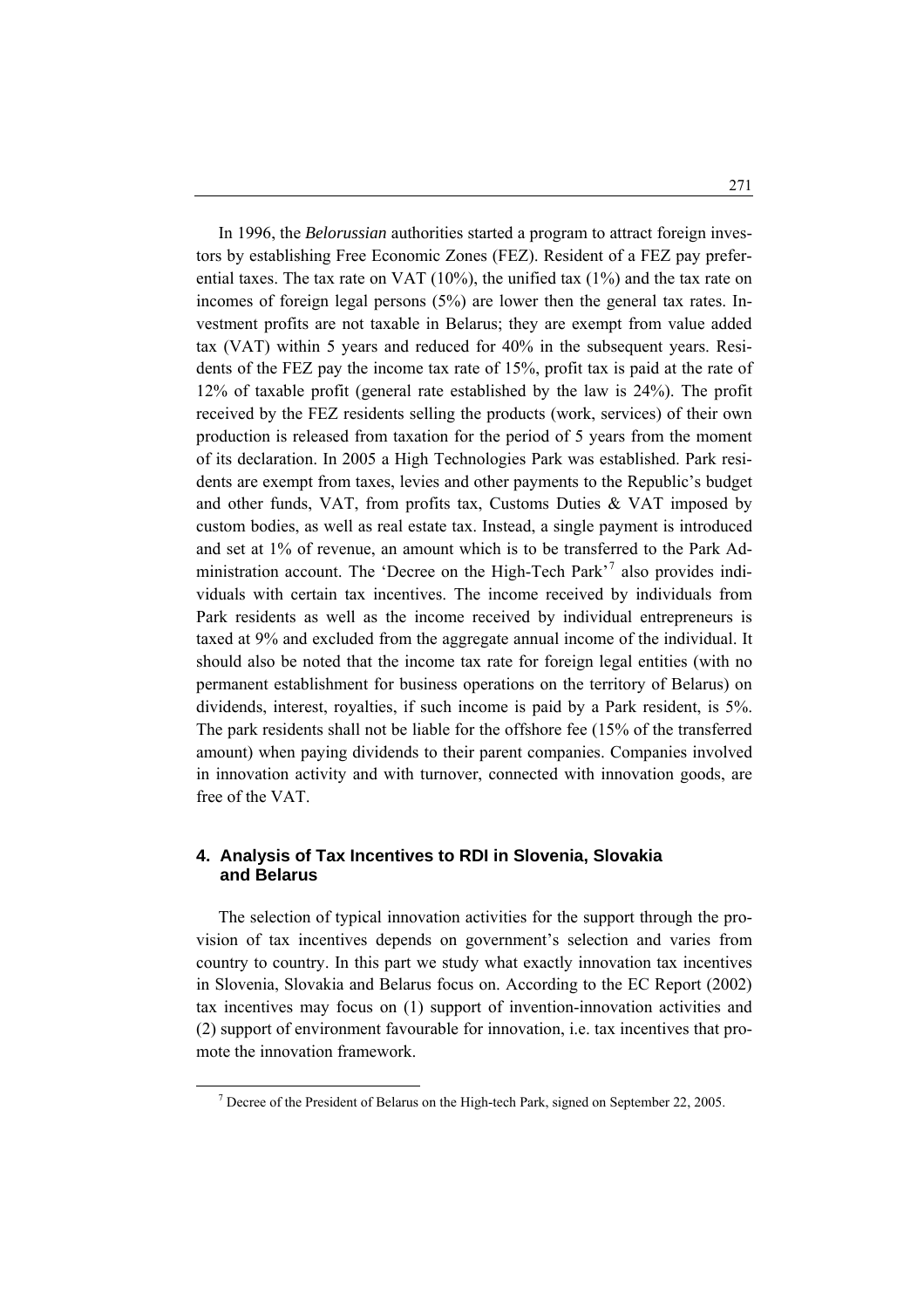In 1996, the *Belorussian* authorities started a program to attract foreign investors by establishing Free Economic Zones (FEZ). Resident of a FEZ pay preferential taxes. The tax rate on VAT (10%), the unified tax (1%) and the tax rate on incomes of foreign legal persons (5%) are lower then the general tax rates. Investment profits are not taxable in Belarus; they are exempt from value added tax (VAT) within 5 years and reduced for 40% in the subsequent years. Residents of the FEZ pay the income tax rate of 15%, profit tax is paid at the rate of 12% of taxable profit (general rate established by the law is 24%). The profit received by the FEZ residents selling the products (work, services) of their own production is released from taxation for the period of 5 years from the moment of its declaration. In 2005 a High Technologies Park was established. Park residents are exempt from taxes, levies and other payments to the Republic's budget and other funds, VAT, from profits tax, Customs Duties & VAT imposed by custom bodies, as well as real estate tax. Instead, a single payment is introduced and set at 1% of revenue, an amount which is to be transferred to the Park Administration account. The 'Decree on the High-Tech Park'[7] also provides individuals with certain tax incentives. The income received by individuals from Park residents as well as the income received by individual entrepreneurs is taxed at 9% and excluded from the aggregate annual income of the individual. It should also be noted that the income tax rate for foreign legal entities (with no permanent establishment for business operations on the territory of Belarus) on dividends, interest, royalties, if such income is paid by a Park resident, is 5%. The park residents shall not be liable for the offshore fee (15% of the transferred amount) when paying dividends to their parent companies. Companies involved in innovation activity and with turnover, connected with innovation goods, are free of the VAT.

## 4. Analysis of Tax Incentives to RDI in Slovenia, Slovakia and Belarus

The selection of typical innovation activities for the support through the provision of tax incentives depends on government's selection and varies from country to country. In this part we study what exactly innovation tax incentives in Slovenia, Slovakia and Belarus focus on. According to the EC Report (2002) tax incentives may focus on (1) support of invention-innovation activities and (2) support of environment favourable for innovation, i.e. tax incentives that promote the innovation framework.

[7] Decree of the President of Belarus on the High-tech Park, signed on September 22, 2005.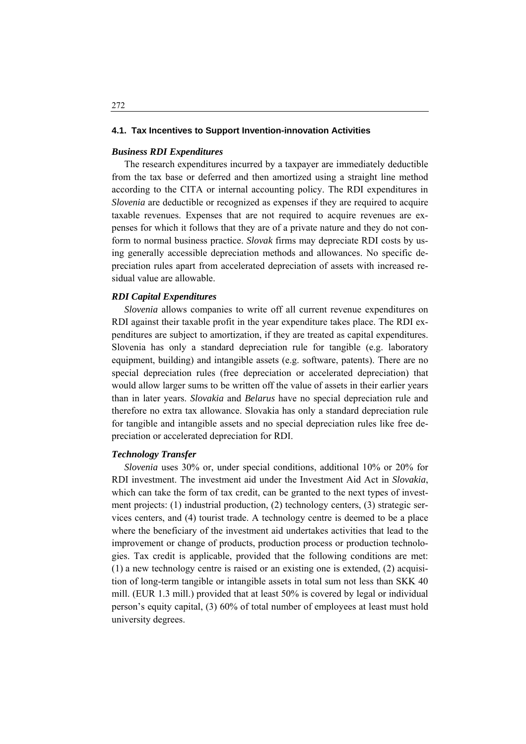### 4.1. Tax Incentives to Support Invention-innovation Activities

#### *Business RDI Expenditures*

The research expenditures incurred by a taxpayer are immediately deductible from the tax base or deferred and then amortized using a straight line method according to the CITA or internal accounting policy. The RDI expenditures in *Slovenia* are deductible or recognized as expenses if they are required to acquire taxable revenues. Expenses that are not required to acquire revenues are expenses for which it follows that they are of a private nature and they do not conform to normal business practice. *Slovak* firms may depreciate RDI costs by using generally accessible depreciation methods and allowances. No specific depreciation rules apart from accelerated depreciation of assets with increased residual value are allowable.

#### *RDI Capital Expenditures*

*Slovenia* allows companies to write off all current revenue expenditures on RDI against their taxable profit in the year expenditure takes place. The RDI expenditures are subject to amortization, if they are treated as capital expenditures. Slovenia has only a standard depreciation rule for tangible (e.g. laboratory equipment, building) and intangible assets (e.g. software, patents). There are no special depreciation rules (free depreciation or accelerated depreciation) that would allow larger sums to be written off the value of assets in their earlier years than in later years. *Slovakia* and *Belarus* have no special depreciation rule and therefore no extra tax allowance. Slovakia has only a standard depreciation rule for tangible and intangible assets and no special depreciation rules like free depreciation or accelerated depreciation for RDI.

#### *Technology Transfer*

*Slovenia* uses 30% or, under special conditions, additional 10% or 20% for RDI investment. The investment aid under the Investment Aid Act in *Slovakia*, which can take the form of tax credit, can be granted to the next types of investment projects: (1) industrial production, (2) technology centers, (3) strategic services centers, and (4) tourist trade. A technology centre is deemed to be a place where the beneficiary of the investment aid undertakes activities that lead to the improvement or change of products, production process or production technologies. Tax credit is applicable, provided that the following conditions are met: (1) a new technology centre is raised or an existing one is extended, (2) acquisition of long-term tangible or intangible assets in total sum not less than SKK 40 mill. (EUR 1.3 mill.) provided that at least 50% is covered by legal or individual person's equity capital, (3) 60% of total number of employees at least must hold university degrees.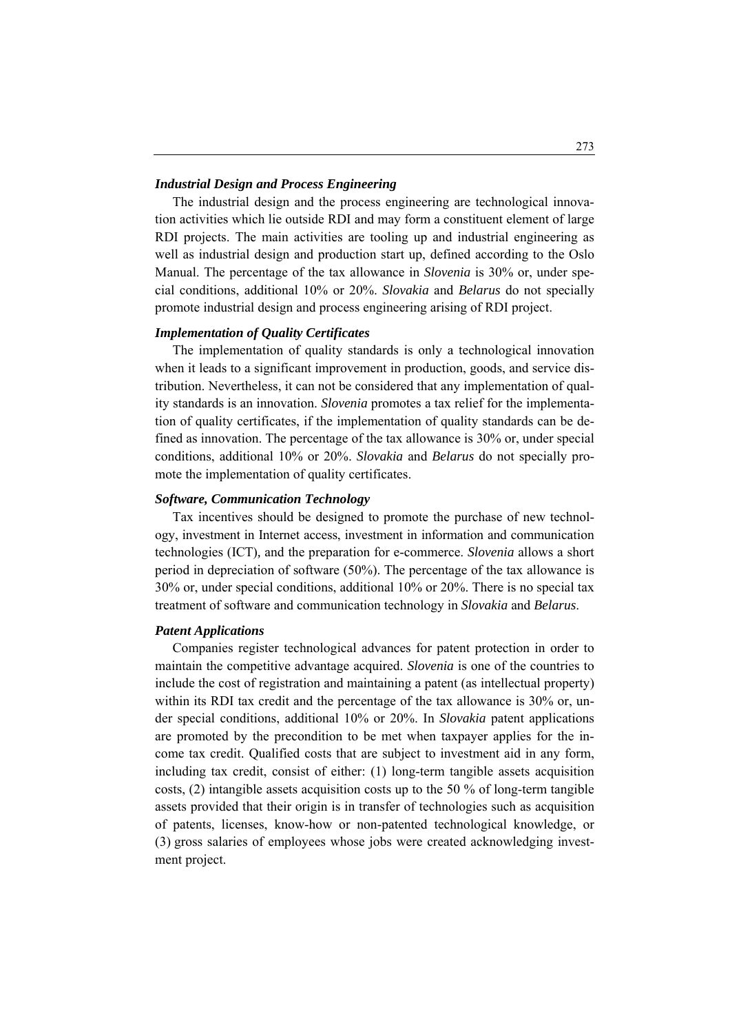### *Industrial Design and Process Engineering*

The industrial design and the process engineering are technological innovation activities which lie outside RDI and may form a constituent element of large RDI projects. The main activities are tooling up and industrial engineering as well as industrial design and production start up, defined according to the Oslo Manual. The percentage of the tax allowance in *Slovenia* is 30% or, under special conditions, additional 10% or 20%. *Slovakia* and *Belarus* do not specially promote industrial design and process engineering arising of RDI project.

### *Implementation of Quality Certificates*

The implementation of quality standards is only a technological innovation when it leads to a significant improvement in production, goods, and service distribution. Nevertheless, it can not be considered that any implementation of quality standards is an innovation. *Slovenia* promotes a tax relief for the implementation of quality certificates, if the implementation of quality standards can be defined as innovation. The percentage of the tax allowance is 30% or, under special conditions, additional 10% or 20%. *Slovakia* and *Belarus* do not specially promote the implementation of quality certificates.

### *Software, Communication Technology*

Tax incentives should be designed to promote the purchase of new technology, investment in Internet access, investment in information and communication technologies (ICT), and the preparation for e-commerce. *Slovenia* allows a short period in depreciation of software (50%). The percentage of the tax allowance is 30% or, under special conditions, additional 10% or 20%. There is no special tax treatment of software and communication technology in *Slovakia* and *Belarus*.

### *Patent Applications*

Companies register technological advances for patent protection in order to maintain the competitive advantage acquired. *Slovenia* is one of the countries to include the cost of registration and maintaining a patent (as intellectual property) within its RDI tax credit and the percentage of the tax allowance is 30% or, under special conditions, additional 10% or 20%. In *Slovakia* patent applications are promoted by the precondition to be met when taxpayer applies for the income tax credit. Qualified costs that are subject to investment aid in any form, including tax credit, consist of either: (1) long-term tangible assets acquisition costs, (2) intangible assets acquisition costs up to the 50 % of long-term tangible assets provided that their origin is in transfer of technologies such as acquisition of patents, licenses, know-how or non-patented technological knowledge, or (3) gross salaries of employees whose jobs were created acknowledging investment project.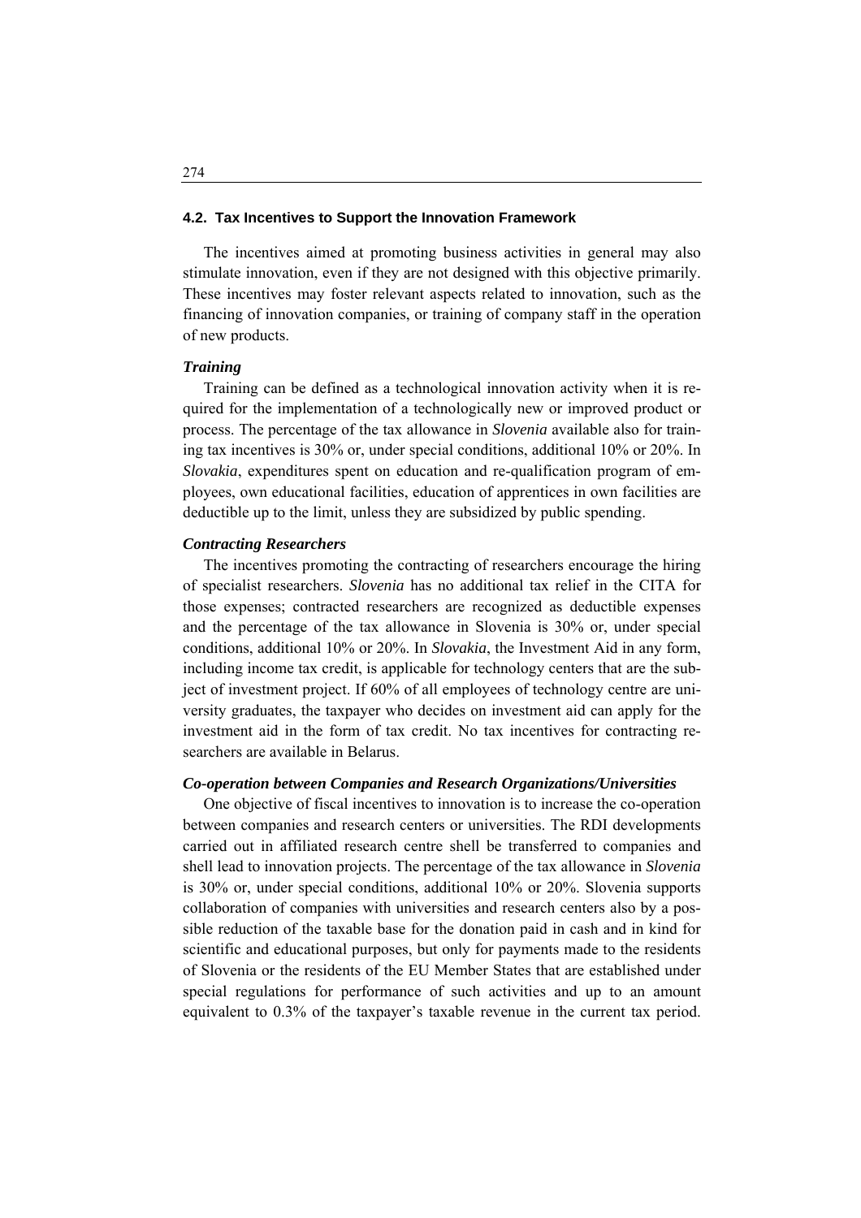### 4.2. Tax Incentives to Support the Innovation Framework

The incentives aimed at promoting business activities in general may also stimulate innovation, even if they are not designed with this objective primarily. These incentives may foster relevant aspects related to innovation, such as the financing of innovation companies, or training of company staff in the operation of new products.

***Training***

Training can be defined as a technological innovation activity when it is required for the implementation of a technologically new or improved product or process. The percentage of the tax allowance in *Slovenia* available also for training tax incentives is 30% or, under special conditions, additional 10% or 20%. In *Slovakia*, expenditures spent on education and re-qualification program of employees, own educational facilities, education of apprentices in own facilities are deductible up to the limit, unless they are subsidized by public spending.

***Contracting Researchers***

The incentives promoting the contracting of researchers encourage the hiring of specialist researchers. *Slovenia* has no additional tax relief in the CITA for those expenses; contracted researchers are recognized as deductible expenses and the percentage of the tax allowance in Slovenia is 30% or, under special conditions, additional 10% or 20%. In *Slovakia*, the Investment Aid in any form, including income tax credit, is applicable for technology centers that are the subject of investment project. If 60% of all employees of technology centre are university graduates, the taxpayer who decides on investment aid can apply for the investment aid in the form of tax credit. No tax incentives for contracting researchers are available in Belarus.

***Co-operation between Companies and Research Organizations/Universities***

One objective of fiscal incentives to innovation is to increase the co-operation between companies and research centers or universities. The RDI developments carried out in affiliated research centre shell be transferred to companies and shell lead to innovation projects. The percentage of the tax allowance in *Slovenia* is 30% or, under special conditions, additional 10% or 20%. Slovenia supports collaboration of companies with universities and research centers also by a possible reduction of the taxable base for the donation paid in cash and in kind for scientific and educational purposes, but only for payments made to the residents of Slovenia or the residents of the EU Member States that are established under special regulations for performance of such activities and up to an amount equivalent to 0.3% of the taxpayer's taxable revenue in the current tax period.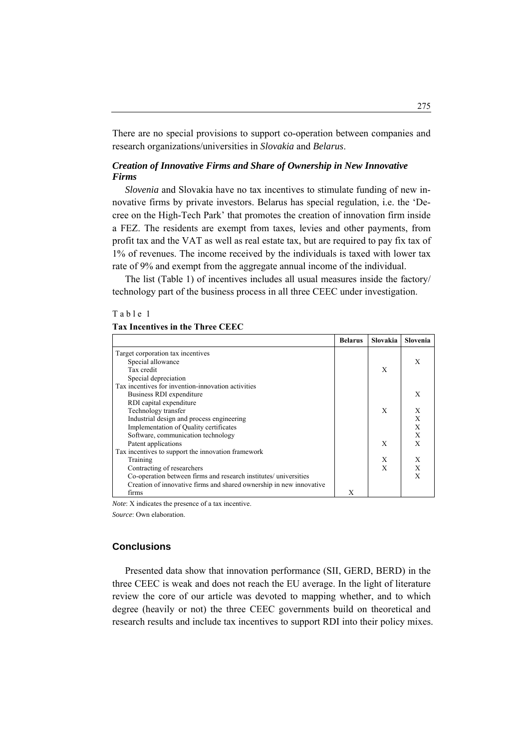There are no special provisions to support co-operation between companies and research organizations/universities in *Slovakia* and *Belarus*.

### *Creation of Innovative Firms and Share of Ownership in New Innovative Firms*

*Slovenia* and Slovakia have no tax incentives to stimulate funding of new innovative firms by private investors. Belarus has special regulation, i.e. the 'Decree on the High-Tech Park' that promotes the creation of innovation firm inside a FEZ. The residents are exempt from taxes, levies and other payments, from profit tax and the VAT as well as real estate tax, but are required to pay fix tax of 1% of revenues. The income received by the individuals is taxed with lower tax rate of 9% and exempt from the aggregate annual income of the individual.

The list (Table 1) of incentives includes all usual measures inside the factory/ technology part of the business process in all three CEEC under investigation.

Table 1

**Tax Incentives in the Three CEEC**

| | Belarus | Slovakia | Slovenia |
|---|---|---|---|
| Target corporation tax incentives | | | |
| Special allowance | | | X |
| Tax credit | | X | |
| Special depreciation | | | |
| Tax incentives for invention-innovation activities | | | |
| Business RDI expenditure | | | X |
| RDI capital expenditure | | | |
| Technology transfer | | X | X |
| Industrial design and process engineering | | | X |
| Implementation of Quality certificates | | | X |
| Software, communication technology | | | X |
| Patent applications | | X | X |
| Tax incentives to support the innovation framework | | | |
| Training | | X | X |
| Contracting of researchers | | X | X |
| Co-operation between firms and research institutes/ universities | | | X |
| Creation of innovative firms and shared ownership in new innovative firms | X | | |

*Note*: X indicates the presence of a tax incentive.

*Source*: Own elaboration.

## Conclusions

Presented data show that innovation performance (SII, GERD, BERD) in the three CEEC is weak and does not reach the EU average. In the light of literature review the core of our article was devoted to mapping whether, and to which degree (heavily or not) the three CEEC governments build on theoretical and research results and include tax incentives to support RDI into their policy mixes.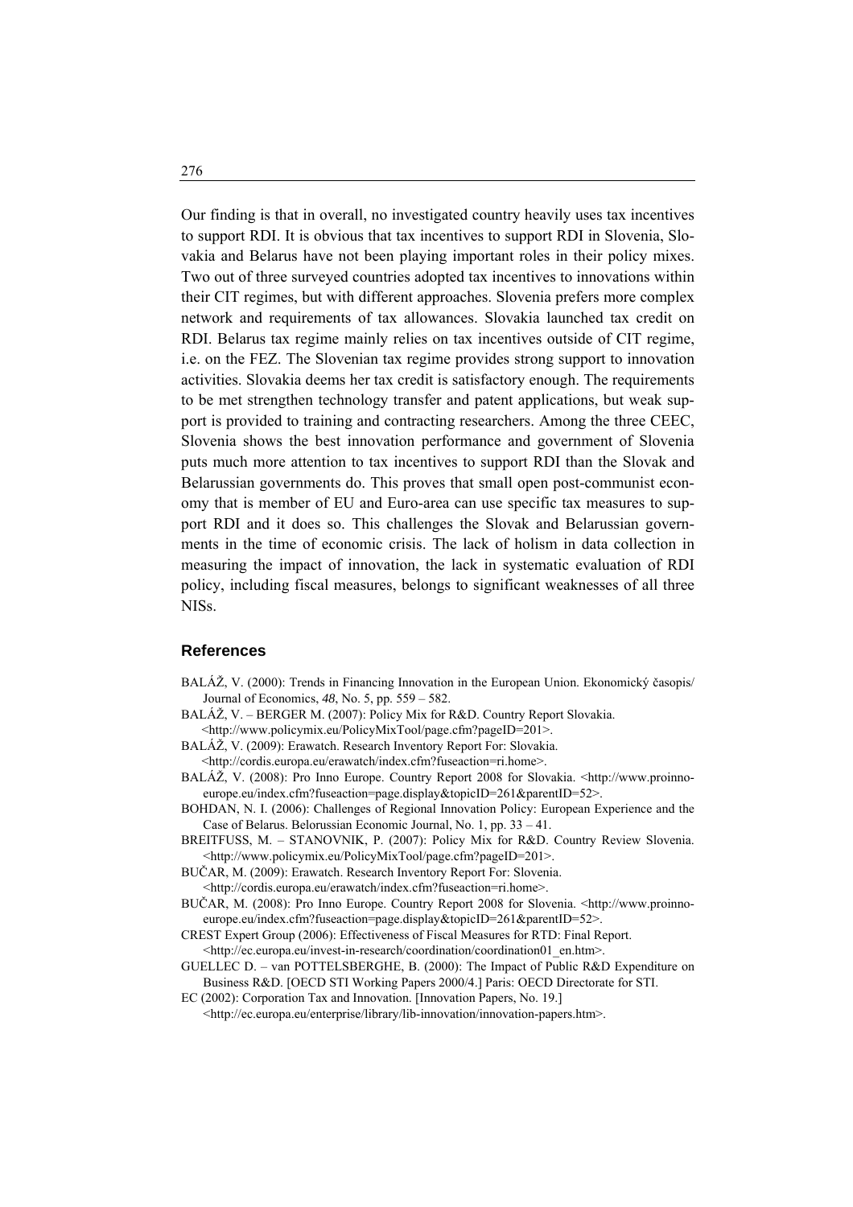Our finding is that in overall, no investigated country heavily uses tax incentives to support RDI. It is obvious that tax incentives to support RDI in Slovenia, Slovakia and Belarus have not been playing important roles in their policy mixes. Two out of three surveyed countries adopted tax incentives to innovations within their CIT regimes, but with different approaches. Slovenia prefers more complex network and requirements of tax allowances. Slovakia launched tax credit on RDI. Belarus tax regime mainly relies on tax incentives outside of CIT regime, i.e. on the FEZ. The Slovenian tax regime provides strong support to innovation activities. Slovakia deems her tax credit is satisfactory enough. The requirements to be met strengthen technology transfer and patent applications, but weak support is provided to training and contracting researchers. Among the three CEEC, Slovenia shows the best innovation performance and government of Slovenia puts much more attention to tax incentives to support RDI than the Slovak and Belarussian governments do. This proves that small open post-communist economy that is member of EU and Euro-area can use specific tax measures to support RDI and it does so. This challenges the Slovak and Belarussian governments in the time of economic crisis. The lack of holism in data collection in measuring the impact of innovation, the lack in systematic evaluation of RDI policy, including fiscal measures, belongs to significant weaknesses of all three NISs.

## References

BALÁŽ, V. (2000): Trends in Financing Innovation in the European Union. Ekonomický časopis/ Journal of Economics, *48*, No. 5, pp. 559 – 582.

BALÁŽ, V. – BERGER M. (2007): Policy Mix for R&D. Country Report Slovakia. <http://www.policymix.eu/PolicyMixTool/page.cfm?pageID=201>.

BALÁŽ, V. (2009): Erawatch. Research Inventory Report For: Slovakia. <http://cordis.europa.eu/erawatch/index.cfm?fuseaction=ri.home>.

BALÁŽ, V. (2008): Pro Inno Europe. Country Report 2008 for Slovakia. <http://www.proinno-europe.eu/index.cfm?fuseaction=page.display&topicID=261&parentID=52>.

BOHDAN, N. I. (2006): Challenges of Regional Innovation Policy: European Experience and the Case of Belarus. Belorussian Economic Journal, No. 1, pp. 33 – 41.

BREITFUSS, M. – STANOVNIK, P. (2007): Policy Mix for R&D. Country Review Slovenia. <http://www.policymix.eu/PolicyMixTool/page.cfm?pageID=201>.

BUČAR, M. (2009): Erawatch. Research Inventory Report For: Slovenia. <http://cordis.europa.eu/erawatch/index.cfm?fuseaction=ri.home>.

BUČAR, M. (2008): Pro Inno Europe. Country Report 2008 for Slovenia. <http://www.proinno-europe.eu/index.cfm?fuseaction=page.display&topicID=261&parentID=52>.

CREST Expert Group (2006): Effectiveness of Fiscal Measures for RTD: Final Report. <http://ec.europa.eu/invest-in-research/coordination/coordination01_en.htm>.

GUELLEC D. – van POTTELSBERGHE, B. (2000): The Impact of Public R&D Expenditure on Business R&D. [OECD STI Working Papers 2000/4.] Paris: OECD Directorate for STI.

EC (2002): Corporation Tax and Innovation. [Innovation Papers, No. 19.] <http://ec.europa.eu/enterprise/library/lib-innovation/innovation-papers.htm>.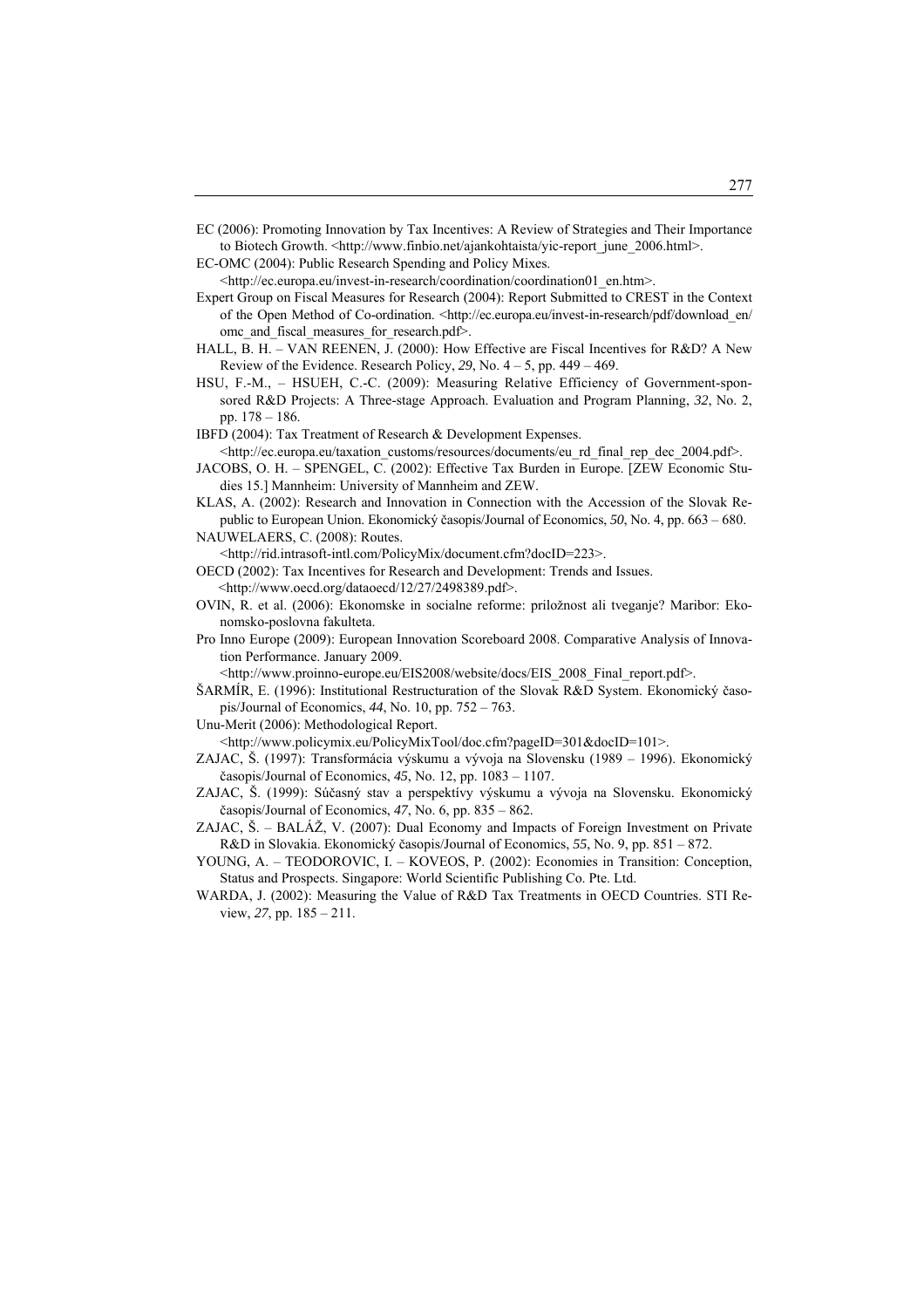EC (2006): Promoting Innovation by Tax Incentives: A Review of Strategies and Their Importance to Biotech Growth. <http://www.finbio.net/ajankohtaista/yic-report_june_2006.html>.

EC-OMC (2004): Public Research Spending and Policy Mixes. <http://ec.europa.eu/invest-in-research/coordination/coordination01_en.htm>.

Expert Group on Fiscal Measures for Research (2004): Report Submitted to CREST in the Context of the Open Method of Co-ordination. <http://ec.europa.eu/invest-in-research/pdf/download_en/omc_and_fiscal_measures_for_research.pdf>.

HALL, B. H. – VAN REENEN, J. (2000): How Effective are Fiscal Incentives for R&D? A New Review of the Evidence. Research Policy, *29*, No. 4 – 5, pp. 449 – 469.

HSU, F.-M., – HSUEH, C.-C. (2009): Measuring Relative Efficiency of Government-sponsored R&D Projects: A Three-stage Approach. Evaluation and Program Planning, *32*, No. 2, pp. 178 – 186.

IBFD (2004): Tax Treatment of Research & Development Expenses. <http://ec.europa.eu/taxation_customs/resources/documents/eu_rd_final_rep_dec_2004.pdf>.

JACOBS, O. H. – SPENGEL, C. (2002): Effective Tax Burden in Europe. [ZEW Economic Studies 15.] Mannheim: University of Mannheim and ZEW.

KLAS, A. (2002): Research and Innovation in Connection with the Accession of the Slovak Republic to European Union. Ekonomický časopis/Journal of Economics, *50*, No. 4, pp. 663 – 680.

NAUWELAERS, C. (2008): Routes. <http://rid.intrasoft-intl.com/PolicyMix/document.cfm?docID=223>.

OECD (2002): Tax Incentives for Research and Development: Trends and Issues. <http://www.oecd.org/dataoecd/12/27/2498389.pdf>.

OVIN, R. et al. (2006): Ekonomske in socialne reforme: priložnost ali tveganje? Maribor: Ekonomsko-poslovna fakulteta.

Pro Inno Europe (2009): European Innovation Scoreboard 2008. Comparative Analysis of Innovation Performance. January 2009. <http://www.proinno-europe.eu/EIS2008/website/docs/EIS_2008_Final_report.pdf>.

ŠARMÍR, E. (1996): Institutional Restructuration of the Slovak R&D System. Ekonomický časopis/Journal of Economics, *44*, No. 10, pp. 752 – 763.

Unu-Merit (2006): Methodological Report. <http://www.policymix.eu/PolicyMixTool/doc.cfm?pageID=301&docID=101>.

ZAJAC, Š. (1997): Transformácia výskumu a vývoja na Slovensku (1989 – 1996). Ekonomický časopis/Journal of Economics, *45*, No. 12, pp. 1083 – 1107.

ZAJAC, Š. (1999): Súčasný stav a perspektívy výskumu a vývoja na Slovensku. Ekonomický časopis/Journal of Economics, *47*, No. 6, pp. 835 – 862.

ZAJAC, Š. – BALÁŽ, V. (2007): Dual Economy and Impacts of Foreign Investment on Private R&D in Slovakia. Ekonomický časopis/Journal of Economics, *55*, No. 9, pp. 851 – 872.

YOUNG, A. – TEODOROVIC, I. – KOVEOS, P. (2002): Economies in Transition: Conception, Status and Prospects. Singapore: World Scientific Publishing Co. Pte. Ltd.

WARDA, J. (2002): Measuring the Value of R&D Tax Treatments in OECD Countries. STI Review, *27*, pp. 185 – 211.